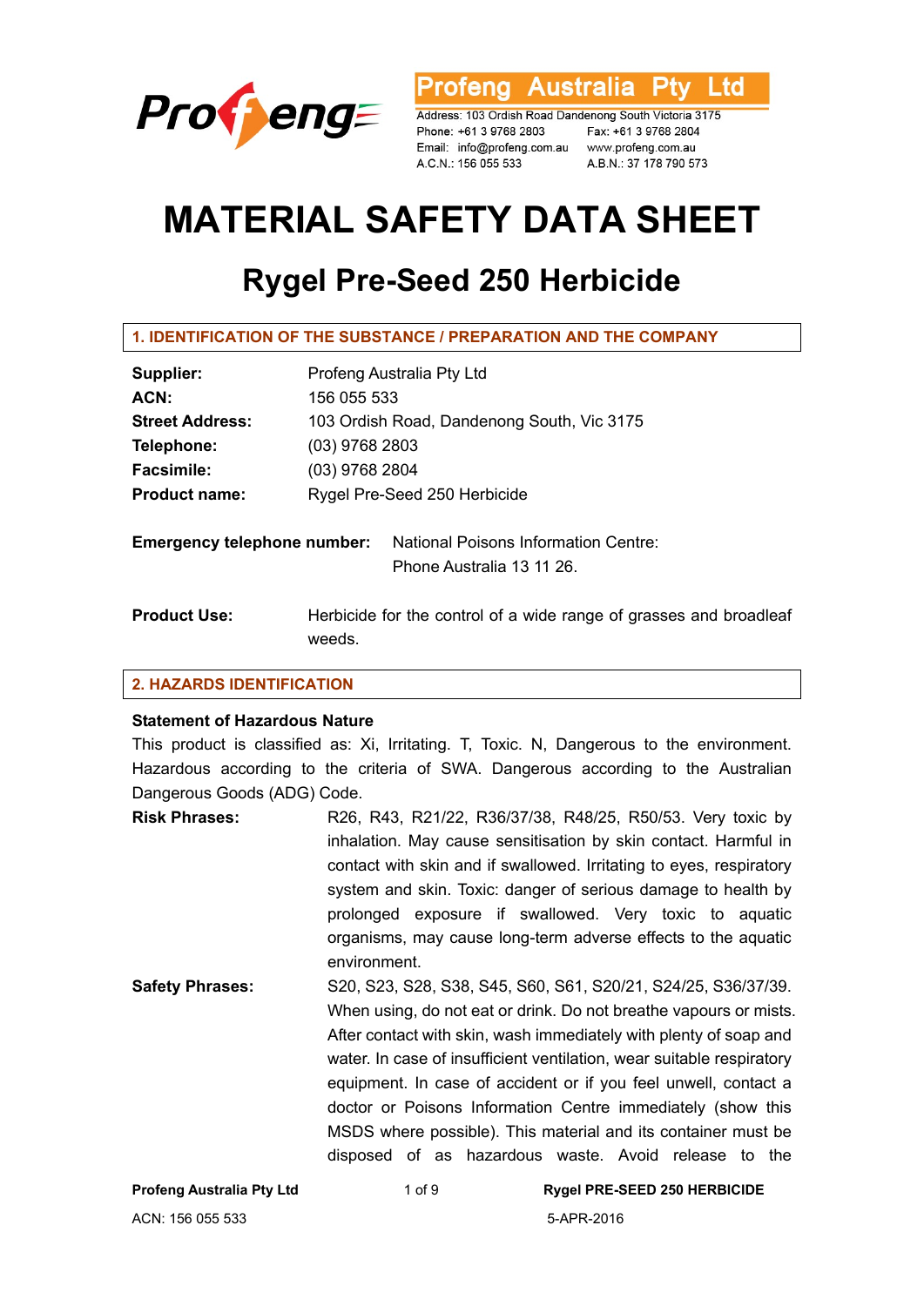Profeng Australia Pty Ltd

Address: 103 Ordish Road Dandenong South Victoria 3175
Phone: +61 3 9768 2803 Fax: +61 3 9768 2804
Email: info@profeng.com.au www.profeng.com.au
A.C.N.: 156 055 533 A.B.N.: 37 178 790 573

# MATERIAL SAFETY DATA SHEET

## Rygel Pre-Seed 250 Herbicide

### 1. IDENTIFICATION OF THE SUBSTANCE / PREPARATION AND THE COMPANY

**Supplier:** Profeng Australia Pty Ltd
**ACN:** 156 055 533
**Street Address:** 103 Ordish Road, Dandenong South, Vic 3175
**Telephone:** (03) 9768 2803
**Facsimile:** (03) 9768 2804
**Product name:** Rygel Pre-Seed 250 Herbicide

**Emergency telephone number:** National Poisons Information Centre: Phone Australia 13 11 26.

**Product Use:** Herbicide for the control of a wide range of grasses and broadleaf weeds.

### 2. HAZARDS IDENTIFICATION

**Statement of Hazardous Nature**

This product is classified as: Xi, Irritating. T, Toxic. N, Dangerous to the environment. Hazardous according to the criteria of SWA. Dangerous according to the Australian Dangerous Goods (ADG) Code.

**Risk Phrases:** R26, R43, R21/22, R36/37/38, R48/25, R50/53. Very toxic by inhalation. May cause sensitisation by skin contact. Harmful in contact with skin and if swallowed. Irritating to eyes, respiratory system and skin. Toxic: danger of serious damage to health by prolonged exposure if swallowed. Very toxic to aquatic organisms, may cause long-term adverse effects to the aquatic environment.

**Safety Phrases:** S20, S23, S28, S38, S45, S60, S61, S20/21, S24/25, S36/37/39. When using, do not eat or drink. Do not breathe vapours or mists. After contact with skin, wash immediately with plenty of soap and water. In case of insufficient ventilation, wear suitable respiratory equipment. In case of accident or if you feel unwell, contact a doctor or Poisons Information Centre immediately (show this MSDS where possible). This material and its container must be disposed of as hazardous waste. Avoid release to the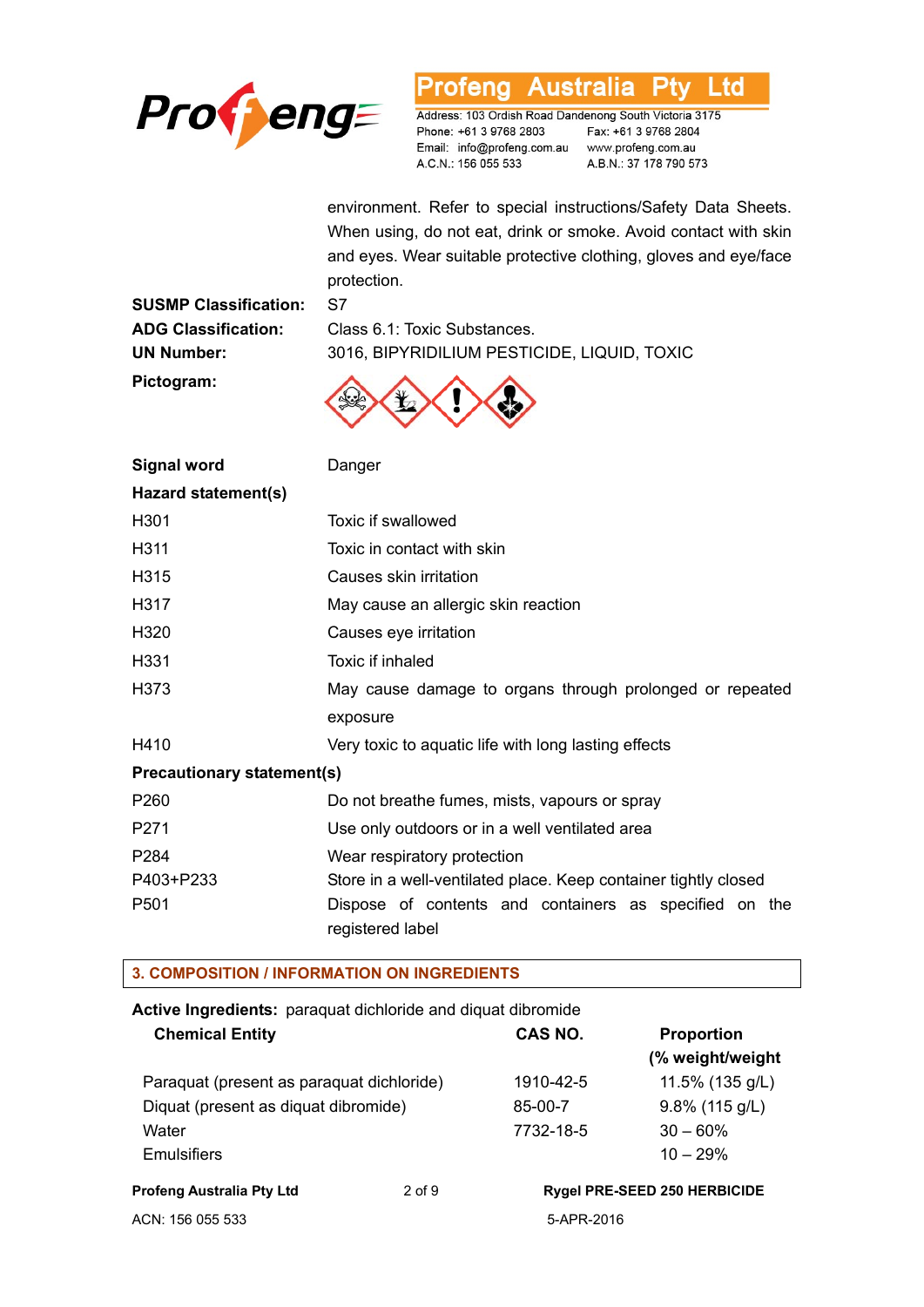environment. Refer to special instructions/Safety Data Sheets. When using, do not eat, drink or smoke. Avoid contact with skin and eyes. Wear suitable protective clothing, gloves and eye/face protection.

| | |
|---|---|
| **SUSMP Classification:** | S7 |
| **ADG Classification:** | Class 6.1: Toxic Substances. |
| **UN Number:** | 3016, BIPYRIDILIUM PESTICIDE, LIQUID, TOXIC |
| **Pictogram:** | |
| **Signal word** | Danger |

**Hazard statement(s)**

| | |
|---|---|
| H301 | Toxic if swallowed |
| H311 | Toxic in contact with skin |
| H315 | Causes skin irritation |
| H317 | May cause an allergic skin reaction |
| H320 | Causes eye irritation |
| H331 | Toxic if inhaled |
| H373 | May cause damage to organs through prolonged or repeated exposure |
| H410 | Very toxic to aquatic life with long lasting effects |

**Precautionary statement(s)**

| | |
|---|---|
| P260 | Do not breathe fumes, mists, vapours or spray |
| P271 | Use only outdoors or in a well ventilated area |
| P284 | Wear respiratory protection |
| P403+P233 | Store in a well-ventilated place. Keep container tightly closed |
| P501 | Dispose of contents and containers as specified on the registered label |

## 3. COMPOSITION / INFORMATION ON INGREDIENTS

**Active Ingredients:** paraquat dichloride and diquat dibromide

| Chemical Entity | CAS NO. | Proportion (% weight/weight |
|---|---|---|
| Paraquat (present as paraquat dichloride) | 1910-42-5 | 11.5% (135 g/L) |
| Diquat (present as diquat dibromide) | 85-00-7 | 9.8% (115 g/L) |
| Water | 7732-18-5 | 30 – 60% |
| Emulsifiers | | 10 – 29% |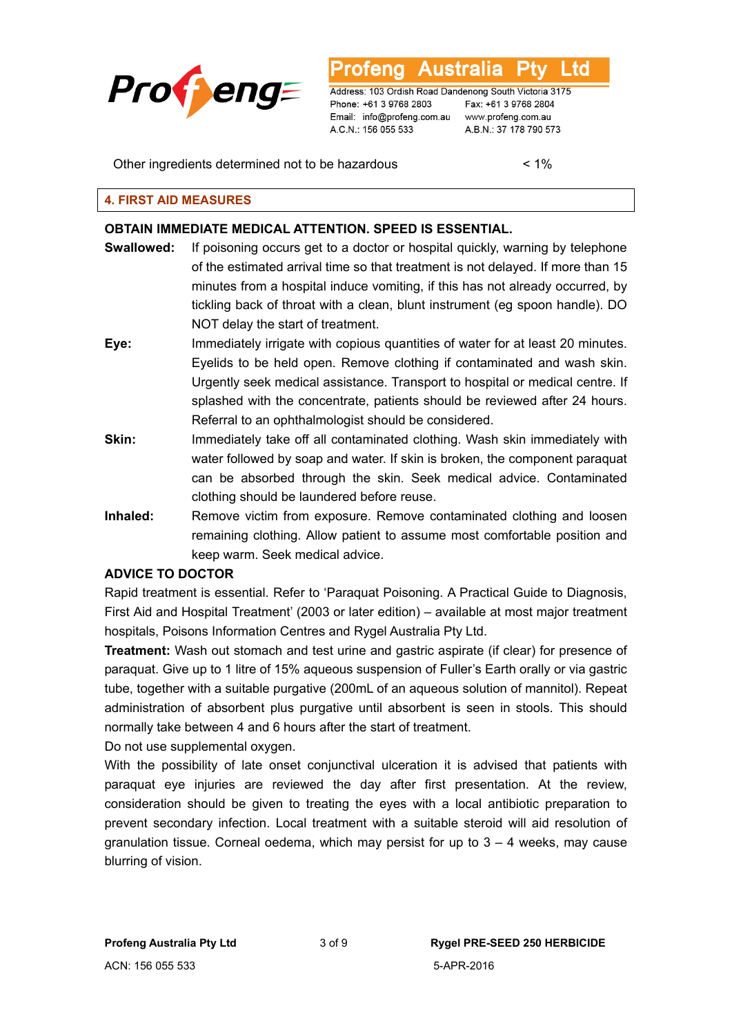| Other ingredients determined not to be hazardous | < 1% |
|---|---|

## 4. FIRST AID MEASURES

**OBTAIN IMMEDIATE MEDICAL ATTENTION. SPEED IS ESSENTIAL.**

**Swallowed:** If poisoning occurs get to a doctor or hospital quickly, warning by telephone of the estimated arrival time so that treatment is not delayed. If more than 15 minutes from a hospital induce vomiting, if this has not already occurred, by tickling back of throat with a clean, blunt instrument (eg spoon handle). DO NOT delay the start of treatment.

**Eye:** Immediately irrigate with copious quantities of water for at least 20 minutes. Eyelids to be held open. Remove clothing if contaminated and wash skin. Urgently seek medical assistance. Transport to hospital or medical centre. If splashed with the concentrate, patients should be reviewed after 24 hours. Referral to an ophthalmologist should be considered.

**Skin:** Immediately take off all contaminated clothing. Wash skin immediately with water followed by soap and water. If skin is broken, the component paraquat can be absorbed through the skin. Seek medical advice. Contaminated clothing should be laundered before reuse.

**Inhaled:** Remove victim from exposure. Remove contaminated clothing and loosen remaining clothing. Allow patient to assume most comfortable position and keep warm. Seek medical advice.

**ADVICE TO DOCTOR**

Rapid treatment is essential. Refer to ‘Paraquat Poisoning. A Practical Guide to Diagnosis, First Aid and Hospital Treatment’ (2003 or later edition) – available at most major treatment hospitals, Poisons Information Centres and Rygel Australia Pty Ltd.

**Treatment:** Wash out stomach and test urine and gastric aspirate (if clear) for presence of paraquat. Give up to 1 litre of 15% aqueous suspension of Fuller’s Earth orally or via gastric tube, together with a suitable purgative (200mL of an aqueous solution of mannitol). Repeat administration of absorbent plus purgative until absorbent is seen in stools. This should normally take between 4 and 6 hours after the start of treatment.

Do not use supplemental oxygen.

With the possibility of late onset conjunctival ulceration it is advised that patients with paraquat eye injuries are reviewed the day after first presentation. At the review, consideration should be given to treating the eyes with a local antibiotic preparation to prevent secondary infection. Local treatment with a suitable steroid will aid resolution of granulation tissue. Corneal oedema, which may persist for up to 3 – 4 weeks, may cause blurring of vision.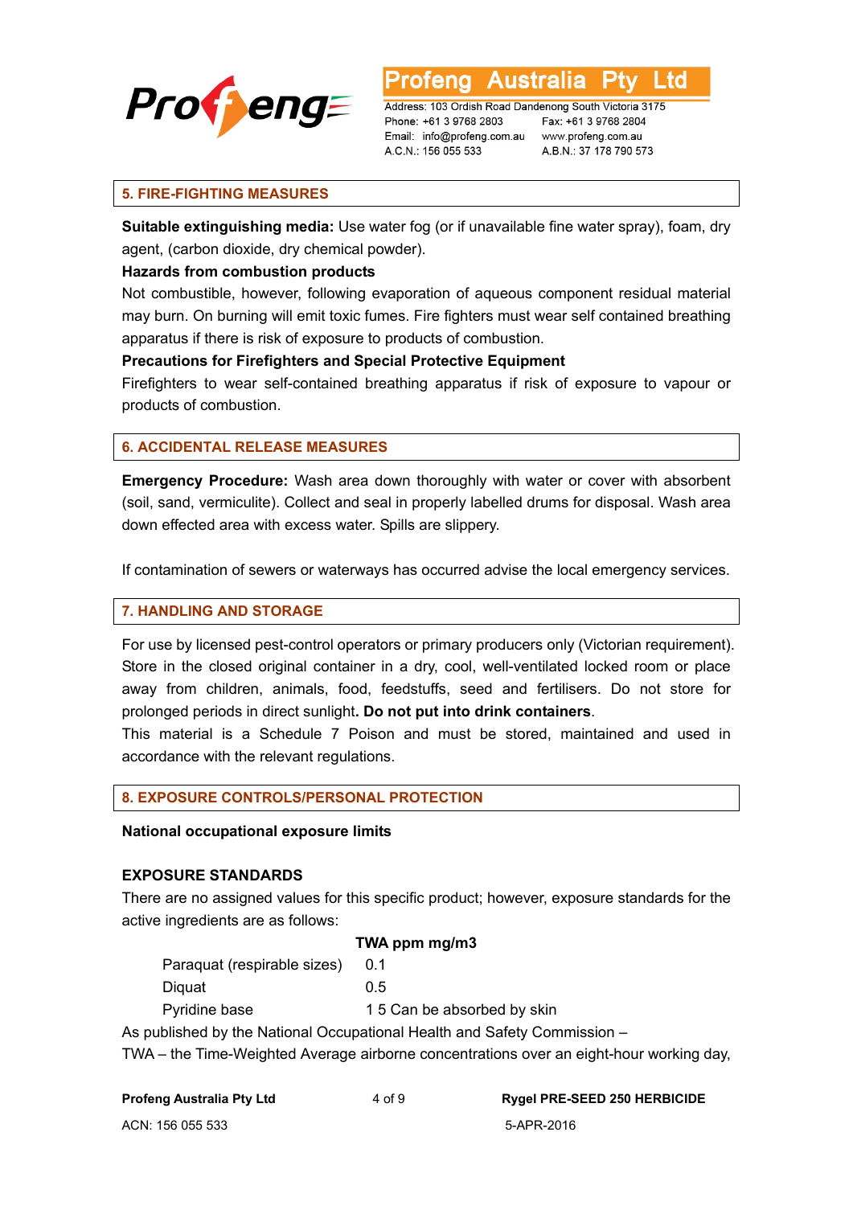## 5. FIRE-FIGHTING MEASURES

**Suitable extinguishing media:** Use water fog (or if unavailable fine water spray), foam, dry agent, (carbon dioxide, dry chemical powder).

**Hazards from combustion products**

Not combustible, however, following evaporation of aqueous component residual material may burn. On burning will emit toxic fumes. Fire fighters must wear self contained breathing apparatus if there is risk of exposure to products of combustion.

**Precautions for Firefighters and Special Protective Equipment**

Firefighters to wear self-contained breathing apparatus if risk of exposure to vapour or products of combustion.

## 6. ACCIDENTAL RELEASE MEASURES

**Emergency Procedure:** Wash area down thoroughly with water or cover with absorbent (soil, sand, vermiculite). Collect and seal in properly labelled drums for disposal. Wash area down effected area with excess water. Spills are slippery.

If contamination of sewers or waterways has occurred advise the local emergency services.

## 7. HANDLING AND STORAGE

For use by licensed pest-control operators or primary producers only (Victorian requirement). Store in the closed original container in a dry, cool, well-ventilated locked room or place away from children, animals, food, feedstuffs, seed and fertilisers. Do not store for prolonged periods in direct sunlight**. Do not put into drink containers**.

This material is a Schedule 7 Poison and must be stored, maintained and used in accordance with the relevant regulations.

## 8. EXPOSURE CONTROLS/PERSONAL PROTECTION

**National occupational exposure limits**

**EXPOSURE STANDARDS**

There are no assigned values for this specific product; however, exposure standards for the active ingredients are as follows:

| | TWA ppm mg/m3 |
|---|---|
| Paraquat (respirable sizes) | 0.1 |
| Diquat | 0.5 |
| Pyridine base | 1 5 Can be absorbed by skin |

As published by the National Occupational Health and Safety Commission –

TWA – the Time-Weighted Average airborne concentrations over an eight-hour working day,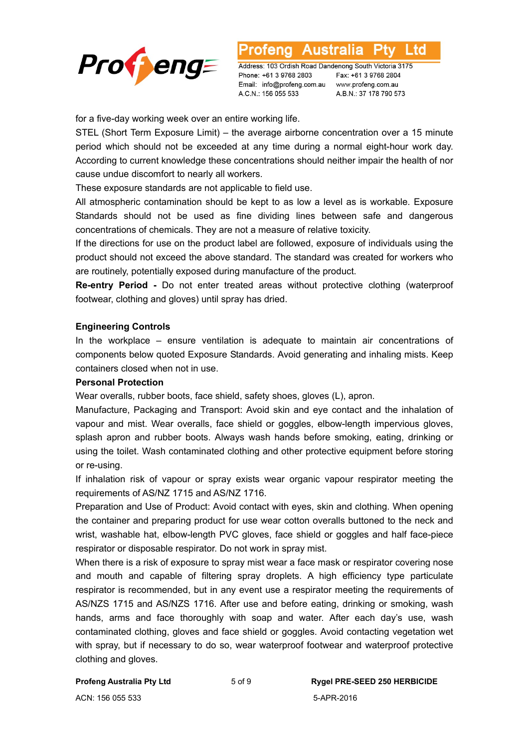for a five-day working week over an entire working life.

STEL (Short Term Exposure Limit) – the average airborne concentration over a 15 minute period which should not be exceeded at any time during a normal eight-hour work day. According to current knowledge these concentrations should neither impair the health of nor cause undue discomfort to nearly all workers.

These exposure standards are not applicable to field use.

All atmospheric contamination should be kept to as low a level as is workable. Exposure Standards should not be used as fine dividing lines between safe and dangerous concentrations of chemicals. They are not a measure of relative toxicity.

If the directions for use on the product label are followed, exposure of individuals using the product should not exceed the above standard. The standard was created for workers who are routinely, potentially exposed during manufacture of the product.

**Re-entry Period -** Do not enter treated areas without protective clothing (waterproof footwear, clothing and gloves) until spray has dried.

**Engineering Controls**

In the workplace – ensure ventilation is adequate to maintain air concentrations of components below quoted Exposure Standards. Avoid generating and inhaling mists. Keep containers closed when not in use.

**Personal Protection**

Wear overalls, rubber boots, face shield, safety shoes, gloves (L), apron.

Manufacture, Packaging and Transport: Avoid skin and eye contact and the inhalation of vapour and mist. Wear overalls, face shield or goggles, elbow-length impervious gloves, splash apron and rubber boots. Always wash hands before smoking, eating, drinking or using the toilet. Wash contaminated clothing and other protective equipment before storing or re-using.

If inhalation risk of vapour or spray exists wear organic vapour respirator meeting the requirements of AS/NZ 1715 and AS/NZ 1716.

Preparation and Use of Product: Avoid contact with eyes, skin and clothing. When opening the container and preparing product for use wear cotton overalls buttoned to the neck and wrist, washable hat, elbow-length PVC gloves, face shield or goggles and half face-piece respirator or disposable respirator. Do not work in spray mist.

When there is a risk of exposure to spray mist wear a face mask or respirator covering nose and mouth and capable of filtering spray droplets. A high efficiency type particulate respirator is recommended, but in any event use a respirator meeting the requirements of AS/NZS 1715 and AS/NZS 1716. After use and before eating, drinking or smoking, wash hands, arms and face thoroughly with soap and water. After each day's use, wash contaminated clothing, gloves and face shield or goggles. Avoid contacting vegetation wet with spray, but if necessary to do so, wear waterproof footwear and waterproof protective clothing and gloves.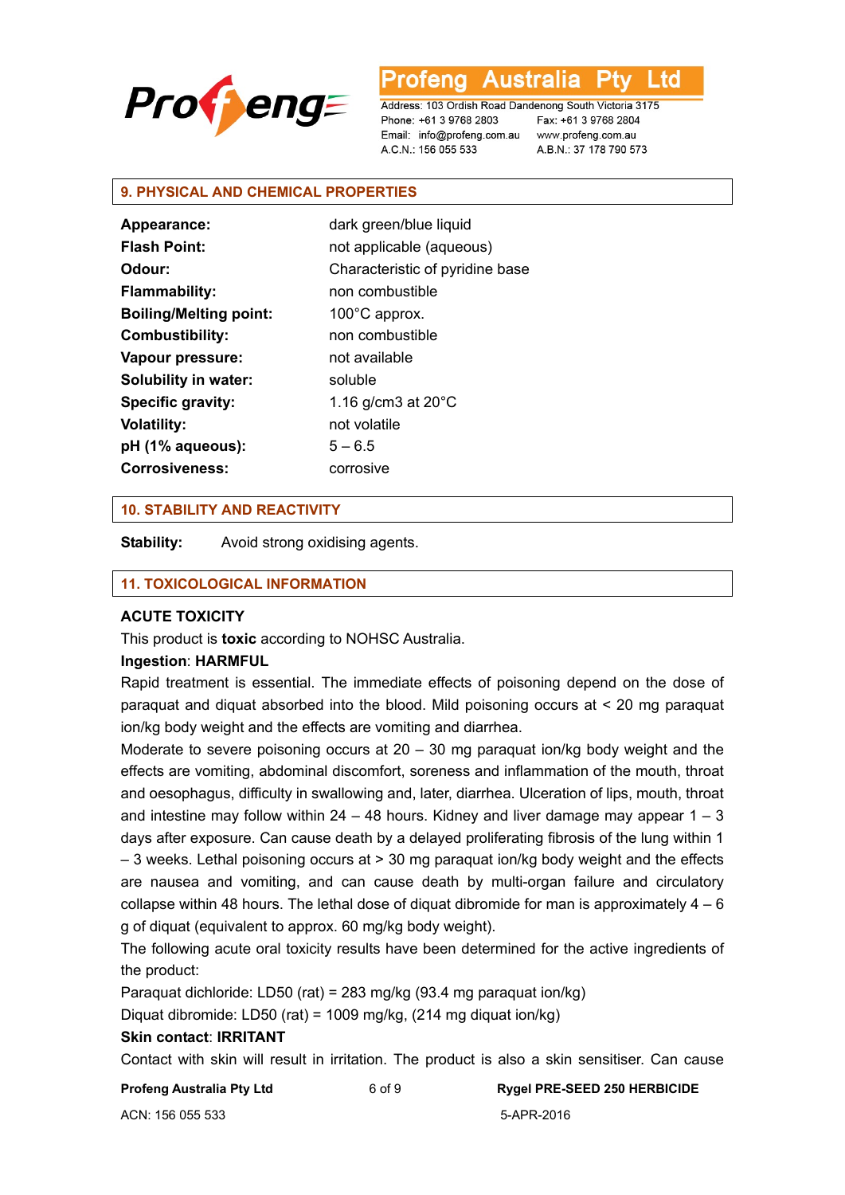## 9. PHYSICAL AND CHEMICAL PROPERTIES

| | |
|---|---|
| **Appearance:** | dark green/blue liquid |
| **Flash Point:** | not applicable (aqueous) |
| **Odour:** | Characteristic of pyridine base |
| **Flammability:** | non combustible |
| **Boiling/Melting point:** | 100°C approx. |
| **Combustibility:** | non combustible |
| **Vapour pressure:** | not available |
| **Solubility in water:** | soluble |
| **Specific gravity:** | 1.16 g/cm3 at 20°C |
| **Volatility:** | not volatile |
| **pH (1% aqueous):** | 5 – 6.5 |
| **Corrosiveness:** | corrosive |

## 10. STABILITY AND REACTIVITY

**Stability:** Avoid strong oxidising agents.

## 11. TOXICOLOGICAL INFORMATION

**ACUTE TOXICITY**

This product is **toxic** according to NOHSC Australia.

**Ingestion**: **HARMFUL**

Rapid treatment is essential. The immediate effects of poisoning depend on the dose of paraquat and diquat absorbed into the blood. Mild poisoning occurs at < 20 mg paraquat ion/kg body weight and the effects are vomiting and diarrhea.

Moderate to severe poisoning occurs at 20 – 30 mg paraquat ion/kg body weight and the effects are vomiting, abdominal discomfort, soreness and inflammation of the mouth, throat and oesophagus, difficulty in swallowing and, later, diarrhea. Ulceration of lips, mouth, throat and intestine may follow within 24 – 48 hours. Kidney and liver damage may appear 1 – 3 days after exposure. Can cause death by a delayed proliferating fibrosis of the lung within 1 – 3 weeks. Lethal poisoning occurs at > 30 mg paraquat ion/kg body weight and the effects are nausea and vomiting, and can cause death by multi-organ failure and circulatory collapse within 48 hours. The lethal dose of diquat dibromide for man is approximately 4 – 6 g of diquat (equivalent to approx. 60 mg/kg body weight).

The following acute oral toxicity results have been determined for the active ingredients of the product:

Paraquat dichloride: LD50 (rat) = 283 mg/kg (93.4 mg paraquat ion/kg)

Diquat dibromide: LD50 (rat) = 1009 mg/kg, (214 mg diquat ion/kg)

**Skin contact**: **IRRITANT**

Contact with skin will result in irritation. The product is also a skin sensitiser. Can cause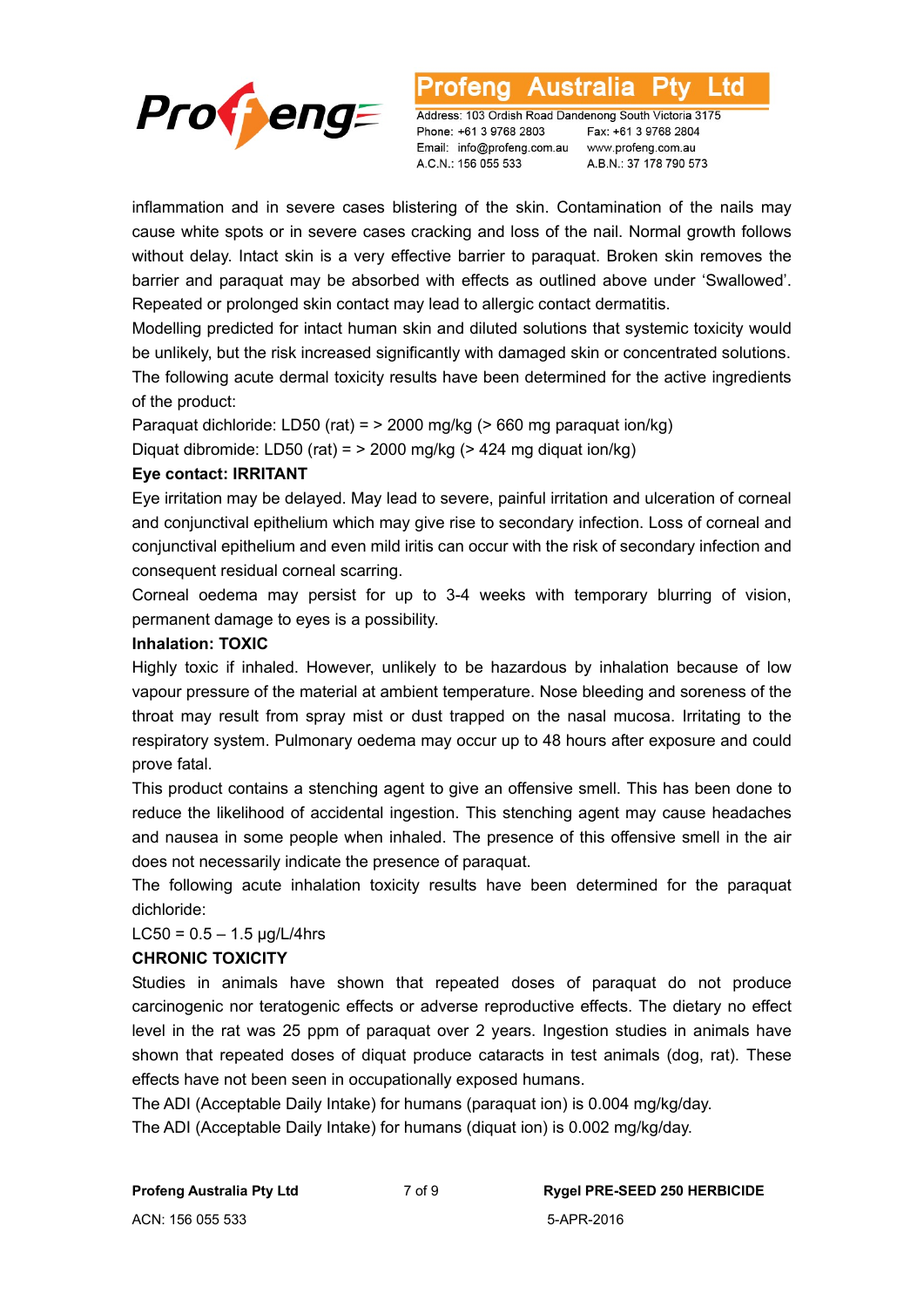inflammation and in severe cases blistering of the skin. Contamination of the nails may cause white spots or in severe cases cracking and loss of the nail. Normal growth follows without delay. Intact skin is a very effective barrier to paraquat. Broken skin removes the barrier and paraquat may be absorbed with effects as outlined above under 'Swallowed'. Repeated or prolonged skin contact may lead to allergic contact dermatitis.

Modelling predicted for intact human skin and diluted solutions that systemic toxicity would be unlikely, but the risk increased significantly with damaged skin or concentrated solutions.

The following acute dermal toxicity results have been determined for the active ingredients of the product:

Paraquat dichloride: LD50 (rat) = > 2000 mg/kg (> 660 mg paraquat ion/kg)

Diquat dibromide: LD50 (rat) = > 2000 mg/kg (> 424 mg diquat ion/kg)

**Eye contact: IRRITANT**

Eye irritation may be delayed. May lead to severe, painful irritation and ulceration of corneal and conjunctival epithelium which may give rise to secondary infection. Loss of corneal and conjunctival epithelium and even mild iritis can occur with the risk of secondary infection and consequent residual corneal scarring.

Corneal oedema may persist for up to 3-4 weeks with temporary blurring of vision, permanent damage to eyes is a possibility.

**Inhalation: TOXIC**

Highly toxic if inhaled. However, unlikely to be hazardous by inhalation because of low vapour pressure of the material at ambient temperature. Nose bleeding and soreness of the throat may result from spray mist or dust trapped on the nasal mucosa. Irritating to the respiratory system. Pulmonary oedema may occur up to 48 hours after exposure and could prove fatal.

This product contains a stenching agent to give an offensive smell. This has been done to reduce the likelihood of accidental ingestion. This stenching agent may cause headaches and nausea in some people when inhaled. The presence of this offensive smell in the air does not necessarily indicate the presence of paraquat.

The following acute inhalation toxicity results have been determined for the paraquat dichloride:

LC50 = 0.5 – 1.5 µg/L/4hrs

**CHRONIC TOXICITY**

Studies in animals have shown that repeated doses of paraquat do not produce carcinogenic nor teratogenic effects or adverse reproductive effects. The dietary no effect level in the rat was 25 ppm of paraquat over 2 years. Ingestion studies in animals have shown that repeated doses of diquat produce cataracts in test animals (dog, rat). These effects have not been seen in occupationally exposed humans.

The ADI (Acceptable Daily Intake) for humans (paraquat ion) is 0.004 mg/kg/day.

The ADI (Acceptable Daily Intake) for humans (diquat ion) is 0.002 mg/kg/day.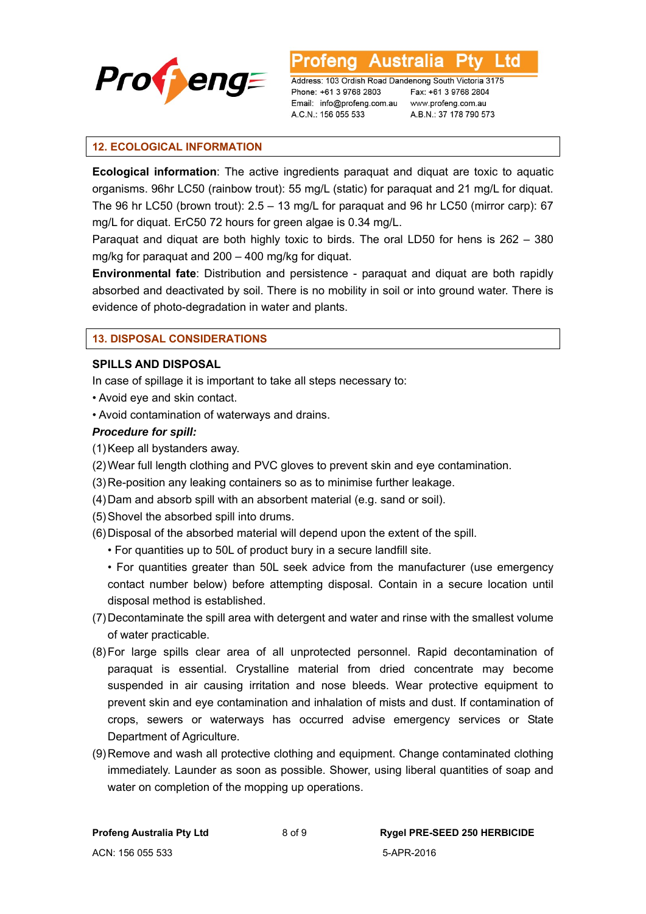## 12. ECOLOGICAL INFORMATION

**Ecological information**: The active ingredients paraquat and diquat are toxic to aquatic organisms. 96hr LC50 (rainbow trout): 55 mg/L (static) for paraquat and 21 mg/L for diquat. The 96 hr LC50 (brown trout): 2.5 – 13 mg/L for paraquat and 96 hr LC50 (mirror carp): 67 mg/L for diquat. ErC50 72 hours for green algae is 0.34 mg/L.

Paraquat and diquat are both highly toxic to birds. The oral LD50 for hens is 262 – 380 mg/kg for paraquat and 200 – 400 mg/kg for diquat.

**Environmental fate**: Distribution and persistence - paraquat and diquat are both rapidly absorbed and deactivated by soil. There is no mobility in soil or into ground water. There is evidence of photo-degradation in water and plants.

## 13. DISPOSAL CONSIDERATIONS

### SPILLS AND DISPOSAL

In case of spillage it is important to take all steps necessary to:

- Avoid eye and skin contact.
- Avoid contamination of waterways and drains.

***Procedure for spill:***

(1) Keep all bystanders away.

(2) Wear full length clothing and PVC gloves to prevent skin and eye contamination.

(3) Re-position any leaking containers so as to minimise further leakage.

(4) Dam and absorb spill with an absorbent material (e.g. sand or soil).

(5) Shovel the absorbed spill into drums.

(6) Disposal of the absorbed material will depend upon the extent of the spill.
   - For quantities up to 50L of product bury in a secure landfill site.
   - For quantities greater than 50L seek advice from the manufacturer (use emergency contact number below) before attempting disposal. Contain in a secure location until disposal method is established.

(7) Decontaminate the spill area with detergent and water and rinse with the smallest volume of water practicable.

(8) For large spills clear area of all unprotected personnel. Rapid decontamination of paraquat is essential. Crystalline material from dried concentrate may become suspended in air causing irritation and nose bleeds. Wear protective equipment to prevent skin and eye contamination and inhalation of mists and dust. If contamination of crops, sewers or waterways has occurred advise emergency services or State Department of Agriculture.

(9) Remove and wash all protective clothing and equipment. Change contaminated clothing immediately. Launder as soon as possible. Shower, using liberal quantities of soap and water on completion of the mopping up operations.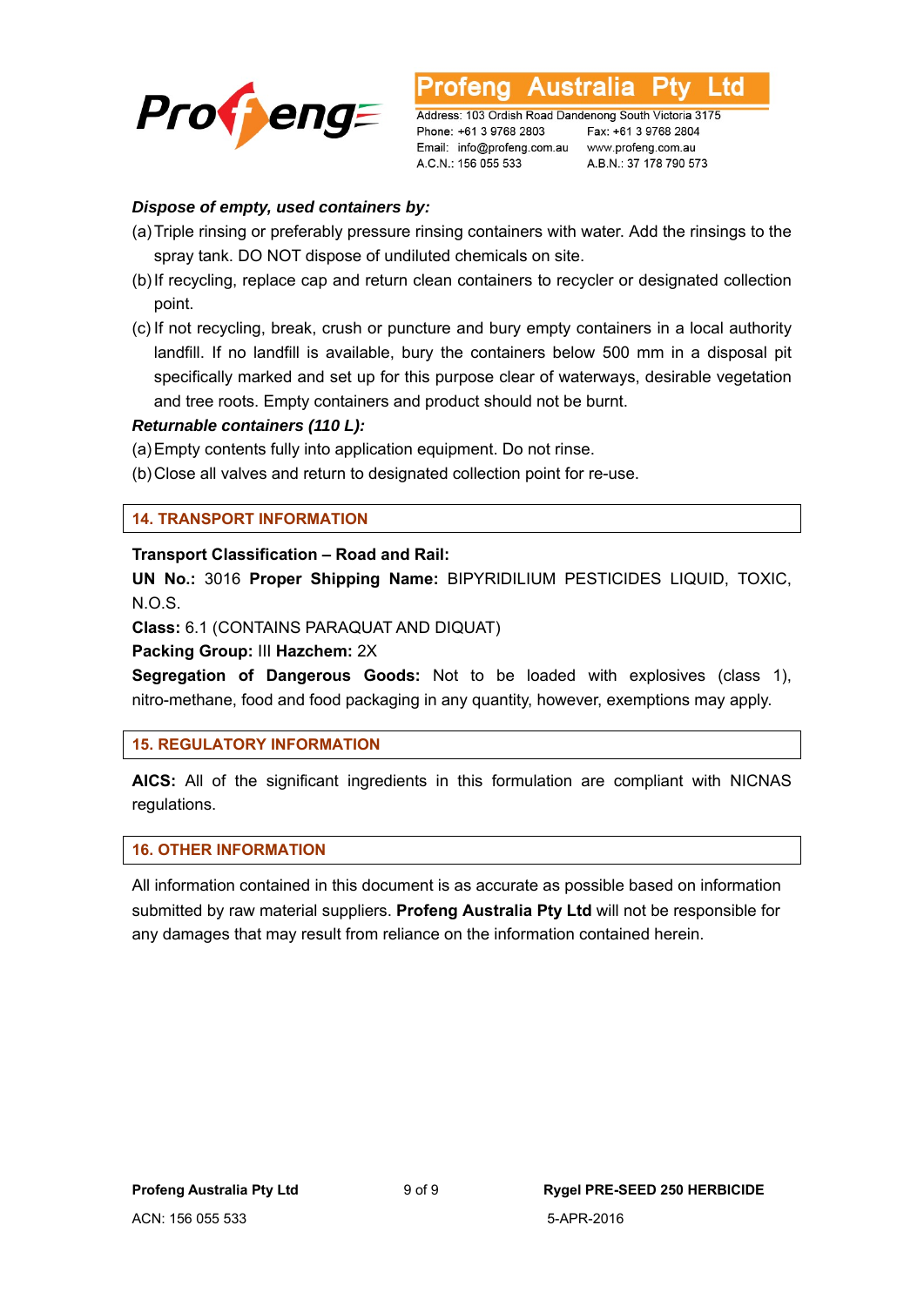***Dispose of empty, used containers by:***

(a) Triple rinsing or preferably pressure rinsing containers with water. Add the rinsings to the spray tank. DO NOT dispose of undiluted chemicals on site.

(b) If recycling, replace cap and return clean containers to recycler or designated collection point.

(c) If not recycling, break, crush or puncture and bury empty containers in a local authority landfill. If no landfill is available, bury the containers below 500 mm in a disposal pit specifically marked and set up for this purpose clear of waterways, desirable vegetation and tree roots. Empty containers and product should not be burnt.

***Returnable containers (110 L):***

(a) Empty contents fully into application equipment. Do not rinse.

(b) Close all valves and return to designated collection point for re-use.

## 14. TRANSPORT INFORMATION

**Transport Classification – Road and Rail:**

**UN No.:** 3016 **Proper Shipping Name:** BIPYRIDILIUM PESTICIDES LIQUID, TOXIC, N.O.S.

**Class:** 6.1 (CONTAINS PARAQUAT AND DIQUAT)

**Packing Group:** III **Hazchem:** 2X

**Segregation of Dangerous Goods:** Not to be loaded with explosives (class 1), nitro-methane, food and food packaging in any quantity, however, exemptions may apply.

## 15. REGULATORY INFORMATION

**AICS:** All of the significant ingredients in this formulation are compliant with NICNAS regulations.

## 16. OTHER INFORMATION

All information contained in this document is as accurate as possible based on information submitted by raw material suppliers. **Profeng Australia Pty Ltd** will not be responsible for any damages that may result from reliance on the information contained herein.